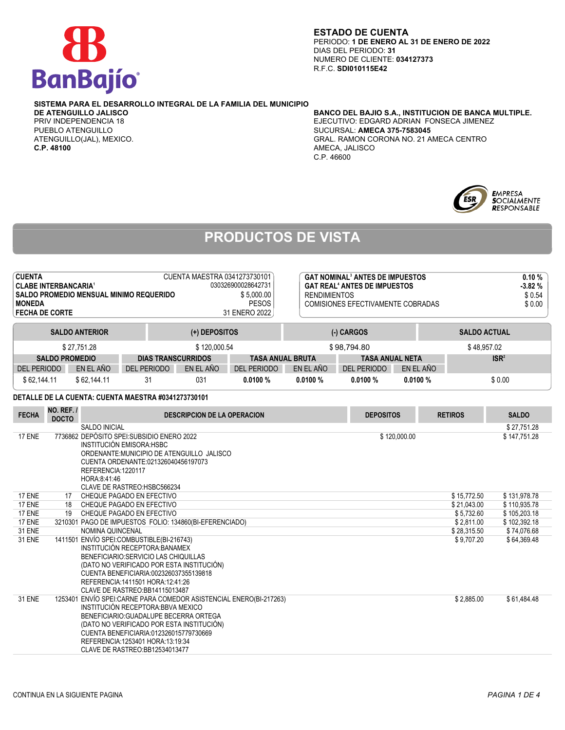**BanBajío**

## ESTADO DE CUENTA

PERIODO: **1 DE ENERO AL 31 DE ENERO DE 2022**
DIAS DEL PERIODO: **31**
NUMERO DE CLIENTE: **034127373**
R.F.C. **SDI010115E42**

**SISTEMA PARA EL DESARROLLO INTEGRAL DE LA FAMILIA DEL MUNICIPIO DE ATENGUILLO JALISCO**
PRIV INDEPENDENCIA 18
PUEBLO ATENGUILLO
ATENGUILLO(JAL), MEXICO.
**C.P. 48100**

**BANCO DEL BAJIO S.A., INSTITUCION DE BANCA MULTIPLE.**
EJECUTIVO: EDGARD ADRIAN FONSECA JIMENEZ
SUCURSAL: **AMECA 375-7583045**
GRAL. RAMON CORONA NO. 21 AMECA CENTRO
AMECA, JALISCO
C.P. 46600

EMPRESA SOCIALMENTE RESPONSABLE

# PRODUCTOS DE VISTA

| | |
|---|---|
| **CUENTA** | CUENTA MAESTRA 0341273730101 |
| **CLABE INTERBANCARIA**[1] | 030326900028642731 |
| **SALDO PROMEDIO MENSUAL MINIMO REQUERIDO** | $ 5,000.00 |
| **MONEDA** | PESOS |
| **FECHA DE CORTE** | 31 ENERO 2022 |

| | |
|---|---|
| **GAT NOMINAL**[3] **ANTES DE IMPUESTOS** | **0.10 %** |
| **GAT REAL**[4] **ANTES DE IMPUESTOS** | **-3.82 %** |
| RENDIMIENTOS | $ 0.54 |
| COMISIONES EFECTIVAMENTE COBRADAS | $ 0.00 |

| SALDO ANTERIOR | (+) DEPOSITOS | (-) CARGOS | SALDO ACTUAL |
|---|---|---|---|
| $ 27,751.28 | $ 120,000.54 | $ 98,794.80 | $ 48,957.02 |

| SALDO PROMEDIO | | DIAS TRANSCURRIDOS | | TASA ANUAL BRUTA | | TASA ANUAL NETA | | ISR[2] |
|---|---|---|---|---|---|---|---|---|
| DEL PERIODO | EN EL AÑO | DEL PERIODO | EN EL AÑO | DEL PERIODO | EN EL AÑO | DEL PERIODO | EN EL AÑO | |
| $ 62,144.11 | $ 62,144.11 | 31 | 031 | **0.0100 %** | **0.0100 %** | **0.0100 %** | **0.0100 %** | $ 0.00 |

**DETALLE DE LA CUENTA: CUENTA MAESTRA #0341273730101**

| FECHA | NO. REF. / DOCTO | DESCRIPCION DE LA OPERACION | DEPOSITOS | RETIROS | SALDO |
|---|---|---|---|---|---|
| | | SALDO INICIAL | | | $ 27,751.28 |
| 17 ENE | 7736862 | DEPÓSITO SPEI:SUBSIDIO ENERO 2022<br>INSTITUCIÓN EMISORA:HSBC<br>ORDENANTE:MUNICIPIO DE ATENGUILLO JALISCO<br>CUENTA ORDENANTE:021326040456197073<br>REFERENCIA:1220117<br>HORA:8:41:46<br>CLAVE DE RASTREO:HSBC566234 | $ 120,000.00 | | $ 147,751.28 |
| 17 ENE | 17 | CHEQUE PAGADO EN EFECTIVO | | $ 15,772.50 | $ 131,978.78 |
| 17 ENE | 18 | CHEQUE PAGADO EN EFECTIVO | | $ 21,043.00 | $ 110,935.78 |
| 17 ENE | 19 | CHEQUE PAGADO EN EFECTIVO | | $ 5,732.60 | $ 105,203.18 |
| 17 ENE | 3210301 | PAGO DE IMPUESTOS FOLIO: 134860(BI-EFERENCIADO) | | $ 2,811.00 | $ 102,392.18 |
| 31 ENE | | NOMINA QUINCENAL | | $ 28,315.50 | $ 74,076.68 |
| 31 ENE | 1411501 | ENVÍO SPEI:COMBUSTIBLE(BI-216743)<br>INSTITUCIÓN RECEPTORA:BANAMEX<br>BENEFICIARIO:SERVICIO LAS CHIQUILLAS<br>(DATO NO VERIFICADO POR ESTA INSTITUCIÓN)<br>CUENTA BENEFICIARIA:002326037355139818<br>REFERENCIA:1411501 HORA:12:41:26<br>CLAVE DE RASTREO:BB14115013487 | | $ 9,707.20 | $ 64,369.48 |
| 31 ENE | 1253401 | ENVÍO SPEI:CARNE PARA COMEDOR ASISTENCIAL ENERO(BI-217263)<br>INSTITUCIÓN RECEPTORA:BBVA MEXICO<br>BENEFICIARIO:GUADALUPE BECERRA ORTEGA<br>(DATO NO VERIFICADO POR ESTA INSTITUCIÓN)<br>CUENTA BENEFICIARIA:012326015779730669<br>REFERENCIA:1253401 HORA:13:19:34<br>CLAVE DE RASTREO:BB12534013477 | | $ 2,885.00 | $ 61,484.48 |

CONTINUA EN LA SIGUIENTE PAGINA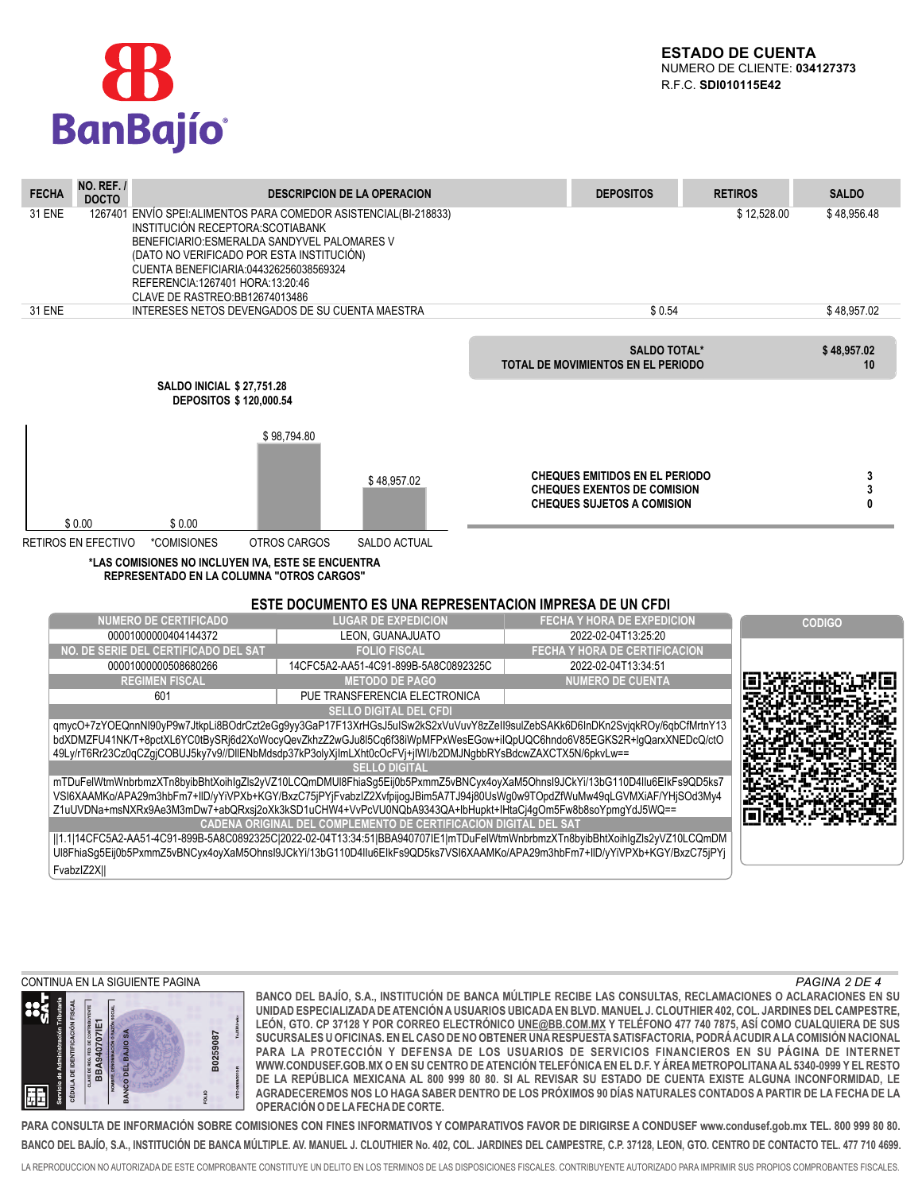**BanBajío**

**ESTADO DE CUENTA**
NUMERO DE CLIENTE: **034127373**
R.F.C. **SDI010115E42**

| FECHA | NO. REF. / DOCTO | DESCRIPCION DE LA OPERACION | DEPOSITOS | RETIROS | SALDO |
|---|---|---|---|---|---|
| 31 ENE | 1267401 | ENVÍO SPEI:ALIMENTOS PARA COMEDOR ASISTENCIAL(BI-218833) INSTITUCIÓN RECEPTORA:SCOTIABANK BENEFICIARIO:ESMERALDA SANDYVEL PALOMARES V (DATO NO VERIFICADO POR ESTA INSTITUCIÓN) CUENTA BENEFICIARIA:044326256038569324 REFERENCIA:1267401 HORA:13:20:46 CLAVE DE RASTREO:BB12674013486 | | $ 12,528.00 | $ 48,956.48 |
| 31 ENE | | INTERESES NETOS DEVENGADOS DE SU CUENTA MAESTRA | $ 0.54 | | $ 48,957.02 |

| | |
|---|---|
| **SALDO TOTAL*** | **$ 48,957.02** |
| **TOTAL DE MOVIMIENTOS EN EL PERIODO** | **10** |

**SALDO INICIAL $ 27,751.28**
**DEPOSITOS $ 120,000.54**

| RETIROS EN EFECTIVO | *COMISIONES | OTROS CARGOS | SALDO ACTUAL |
|---|---|---|---|
| $ 0.00 | $ 0.00 | $ 98,794.80 | $ 48,957.02 |

| | |
|---|---|
| **CHEQUES EMITIDOS EN EL PERIODO** | **3** |
| **CHEQUES EXENTOS DE COMISION** | **3** |
| **CHEQUES SUJETOS A COMISION** | **0** |

***LAS COMISIONES NO INCLUYEN IVA, ESTE SE ENCUENTRA REPRESENTADO EN LA COLUMNA "OTROS CARGOS"**

## ESTE DOCUMENTO ES UNA REPRESENTACION IMPRESA DE UN CFDI

| NUMERO DE CERTIFICADO | LUGAR DE EXPEDICION | FECHA Y HORA DE EXPEDICION |
|---|---|---|
| 00001000000404144372 | LEON, GUANAJUATO | 2022-02-04T13:25:20 |
| **NO. DE SERIE DEL CERTIFICADO DEL SAT** | **FOLIO FISCAL** | **FECHA Y HORA DE CERTIFICACION** |
| 00001000000508680266 | 14CFC5A2-AA51-4C91-899B-5A8C0892325C | 2022-02-04T13:34:51 |
| **REGIMEN FISCAL** | **METODO DE PAGO** | **NUMERO DE CUENTA** |
| 601 | PUE TRANSFERENCIA ELECTRONICA | |

**CODIGO**

**SELLO DIGITAL DEL CFDI**

qmycO+7zYOEQnnNI90yP9w7JtkpLi8BOdrCzt2eGg9yy3GaP17F13XrHGsJ5uISw2kS2xVuVuvY8zZeII9sulZebSAKk6D6InDKn2SvjqkROy/6qbCfMrtnY13bdXDMZFU41NK/T+8pctXL6YC0tBySRj6d2XoWocyQevZkhzZ2wGJu8l5Cq6f38iWpMFPxWesEGow+iIQpUQC6hndo6V85EGKS2R+lgQarxXNEDcQ/ctO49Ly/rT6Rr23Cz0qCZgjCOBUJ5ky7v9//DlIENbMdsdp37kP3olyXjImLXht0cOcFVj+jIWI/b2DMJNgbbRYsBdcwZAXCTX5N/6pkvLw==

**SELLO DIGITAL**

mTDuFelWtmWnbrbmzXTn8byibBhtXoihIgZls2yVZ10LCQmDMUl8FhiaSg5Eij0b5PxmmZ5vBNCyx4oyXaM5OhnsI9JCkYi/13bG110D4Ilu6EIkFs9QD5ks7VSI6XAAMKo/APA29m3hbFm7+lID/yYiVPXb+KGY/BxzC75jPYjFvabzIZ2XvfpijogJBim5A7TJ94j80UsWg0w9TOpdZfWuMw49qLGVMXiAF/YHjSOd3My4Z1uUVDNa+msNXRx9Ae3M3mDw7+abQRxsj2oXk3kSD1uCHW4+VvPcVU0NQbA9343QA+lbHupkt+lHtaCj4gOm5Fw8b8soYpmgYdJ5WQ==

**CADENA ORIGINAL DEL COMPLEMENTO DE CERTIFICACION DIGITAL DEL SAT**

||1.1|14CFC5A2-AA51-4C91-899B-5A8C0892325C|2022-02-04T13:34:51|BBA940707IE1|mTDuFelWtmWnbrbmzXTn8byibBhtXoihIgZls2yVZ10LCQmDMUl8FhiaSg5Eij0b5PxmmZ5vBNCyx4oyXaM5OhnsI9JCkYi/13bG110D4Ilu6EIkFs9QD5ks7VSI6XAAMKo/APA29m3hbFm7+lID/yYiVPXb+KGY/BxzC75jPYjFvabzIZ2X||

CONTINUA EN LA SIGUIENTE PAGINA

BANCO DEL BAJÍO, S.A., INSTITUCIÓN DE BANCA MÚLTIPLE RECIBE LAS CONSULTAS, RECLAMACIONES O ACLARACIONES EN SU UNIDAD ESPECIALIZADA DE ATENCIÓN A USUARIOS UBICADA EN BLVD. MANUEL J. CLOUTHIER 402, COL. JARDINES DEL CAMPESTRE, LEÓN, GTO. CP 37128 Y POR CORREO ELECTRÓNICO UNE@BB.COM.MX Y TELÉFONO 477 740 7875, ASÍ COMO CUALQUIERA DE SUS SUCURSALES U OFICINAS. EN EL CASO DE NO OBTENER UNA RESPUESTA SATISFACTORIA, PODRÁ ACUDIR A LA COMISIÓN NACIONAL PARA LA PROTECCIÓN Y DEFENSA DE LOS USUARIOS DE SERVICIOS FINANCIEROS EN SU PÁGINA DE INTERNET WWW.CONDUSEF.GOB.MX O EN SU CENTRO DE ATENCIÓN TELEFÓNICA EN EL D.F. Y ÁREA METROPOLITANA AL 5340-0999 Y EL RESTO DE LA REPÚBLICA MEXICANA AL 800 999 80 80. SI AL REVISAR SU ESTADO DE CUENTA EXISTE ALGUNA INCONFORMIDAD, LE AGRADECEREMOS NOS LO HAGA SABER DENTRO DE LOS PRÓXIMOS 90 DÍAS NATURALES CONTADOS A PARTIR DE LA FECHA DE LA OPERACIÓN O DE LA FECHA DE CORTE.

Servicio de Administración Tributaria — CÉDULA DE IDENTIFICACIÓN FISCAL — BBA940707IE1 — BANCO DEL BAJIO SA — B0259087

PARA CONSULTA DE INFORMACIÓN SOBRE COMISIONES CON FINES INFORMATIVOS Y COMPARATIVOS FAVOR DE DIRIGIRSE A CONDUSEF www.condusef.gob.mx TEL. 800 999 80 80.

BANCO DEL BAJÍO, S.A., INSTITUCIÓN DE BANCA MÚLTIPLE. AV. MANUEL J. CLOUTHIER No. 402, COL. JARDINES DEL CAMPESTRE, C.P. 37128, LEON, GTO. CENTRO DE CONTACTO TEL. 477 710 4699.

LA REPRODUCCION NO AUTORIZADA DE ESTE COMPROBANTE CONSTITUYE UN DELITO EN LOS TERMINOS DE LAS DISPOSICIONES FISCALES. CONTRIBUYENTE AUTORIZADO PARA IMPRIMIR SUS PROPIOS COMPROBANTES FISCALES.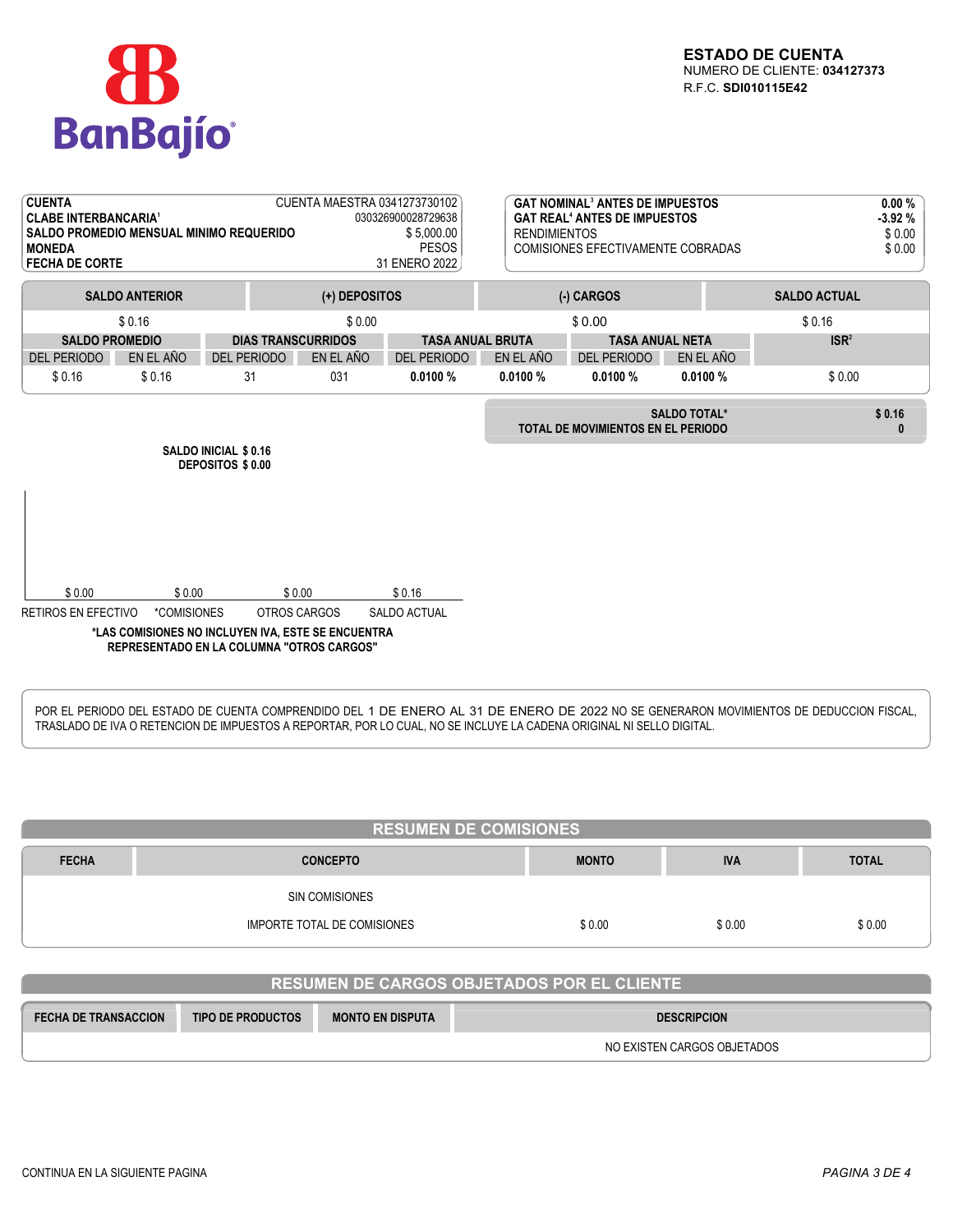# ESTADO DE CUENTA

NUMERO DE CLIENTE: **034127373**
R.F.C. **SDI010115E42**

| | |
|---|---|
| **CUENTA** | CUENTA MAESTRA 0341273730102 |
| **CLABE INTERBANCARIA**[1] | 030326900028729638 |
| **SALDO PROMEDIO MENSUAL MINIMO REQUERIDO** | $ 5,000.00 |
| **MONEDA** | PESOS |
| **FECHA DE CORTE** | 31 ENERO 2022 |

| | |
|---|---|
| **GAT NOMINAL[3] ANTES DE IMPUESTOS** | **0.00 %** |
| **GAT REAL[4] ANTES DE IMPUESTOS** | **-3.92 %** |
| RENDIMIENTOS | $ 0.00 |
| COMISIONES EFECTIVAMENTE COBRADAS | $ 0.00 |

| SALDO ANTERIOR | (+) DEPOSITOS | (-) CARGOS | SALDO ACTUAL |
|---|---|---|---|
| $ 0.16 | $ 0.00 | $ 0.00 | $ 0.16 |

| SALDO PROMEDIO | | DIAS TRANSCURRIDOS | | TASA ANUAL BRUTA | | TASA ANUAL NETA | | ISR[2] |
|---|---|---|---|---|---|---|---|---|
| DEL PERIODO | EN EL AÑO | DEL PERIODO | EN EL AÑO | DEL PERIODO | EN EL AÑO | DEL PERIODO | EN EL AÑO | |
| $ 0.16 | $ 0.16 | 31 | 031 | **0.0100 %** | **0.0100 %** | **0.0100 %** | **0.0100 %** | $ 0.00 |

| | |
|---|---|
| **SALDO TOTAL*** | **$ 0.16** |
| **TOTAL DE MOVIMIENTOS EN EL PERIODO** | **0** |

**SALDO INICIAL $ 0.16**
**DEPOSITOS $ 0.00**

| RETIROS EN EFECTIVO | *COMISIONES | OTROS CARGOS | SALDO ACTUAL |
|---|---|---|---|
| $ 0.00 | $ 0.00 | $ 0.00 | $ 0.16 |

**\*LAS COMISIONES NO INCLUYEN IVA, ESTE SE ENCUENTRA REPRESENTADO EN LA COLUMNA "OTROS CARGOS"**

POR EL PERIODO DEL ESTADO DE CUENTA COMPRENDIDO DEL 1 DE ENERO AL 31 DE ENERO DE 2022 NO SE GENERARON MOVIMIENTOS DE DEDUCCION FISCAL, TRASLADO DE IVA O RETENCION DE IMPUESTOS A REPORTAR, POR LO CUAL, NO SE INCLUYE LA CADENA ORIGINAL NI SELLO DIGITAL.

## RESUMEN DE COMISIONES

| FECHA | CONCEPTO | MONTO | IVA | TOTAL |
|---|---|---|---|---|
| | SIN COMISIONES | | | |
| | IMPORTE TOTAL DE COMISIONES | $ 0.00 | $ 0.00 | $ 0.00 |

## RESUMEN DE CARGOS OBJETADOS POR EL CLIENTE

| FECHA DE TRANSACCION | TIPO DE PRODUCTOS | MONTO EN DISPUTA | DESCRIPCION |
|---|---|---|---|
| | | | NO EXISTEN CARGOS OBJETADOS |

CONTINUA EN LA SIGUIENTE PAGINA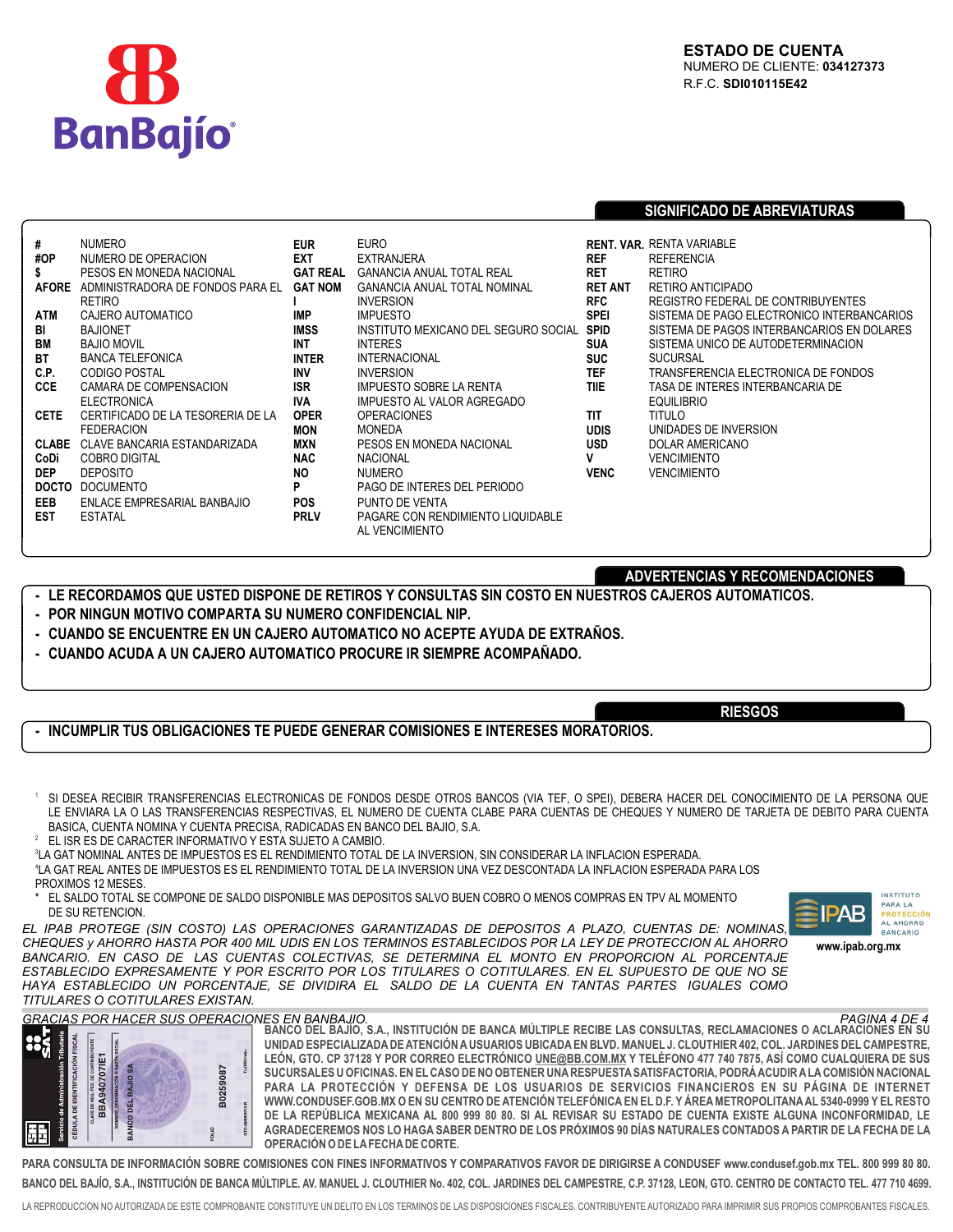BanBajío

**ESTADO DE CUENTA**
NUMERO DE CLIENTE: **034127373**
R.F.C. **SDI010115E42**

## SIGNIFICADO DE ABREVIATURAS

| | | | | | |
|---|---|---|---|---|---|
| **#** | NUMERO | **EUR** | EURO | **RENT. VAR.** | RENTA VARIABLE |
| **#OP** | NUMERO DE OPERACION | **EXT** | EXTRANJERA | **REF** | REFERENCIA |
| **$** | PESOS EN MONEDA NACIONAL | **GAT REAL** | GANANCIA ANUAL TOTAL REAL | **RET** | RETIRO |
| **AFORE** | ADMINISTRADORA DE FONDOS PARA EL RETIRO | **GAT NOM** | GANANCIA ANUAL TOTAL NOMINAL | **RET ANT** | RETIRO ANTICIPADO |
| | | **I** | INVERSION | **RFC** | REGISTRO FEDERAL DE CONTRIBUYENTES |
| **ATM** | CAJERO AUTOMATICO | **IMP** | IMPUESTO | **SPEI** | SISTEMA DE PAGO ELECTRONICO INTERBANCARIOS |
| **BI** | BAJIONET | **IMSS** | INSTITUTO MEXICANO DEL SEGURO SOCIAL | **SPID** | SISTEMA DE PAGOS INTERBANCARIOS EN DOLARES |
| **BM** | BAJIO MOVIL | **INT** | INTERES | **SUA** | SISTEMA UNICO DE AUTODETERMINACION |
| **BT** | BANCA TELEFONICA | **INTER** | INTERNACIONAL | **SUC** | SUCURSAL |
| **C.P.** | CODIGO POSTAL | **INV** | INVERSION | **TEF** | TRANSFERENCIA ELECTRONICA DE FONDOS |
| **CCE** | CAMARA DE COMPENSACION ELECTRONICA | **ISR** | IMPUESTO SOBRE LA RENTA | **TIIE** | TASA DE INTERES INTERBANCARIA DE EQUILIBRIO |
| | | **IVA** | IMPUESTO AL VALOR AGREGADO | | |
| **CETE** | CERTIFICADO DE LA TESORERIA DE LA FEDERACION | **OPER** | OPERACIONES | **TIT** | TITULO |
| | | **MON** | MONEDA | **UDIS** | UNIDADES DE INVERSION |
| **CLABE** | CLAVE BANCARIA ESTANDARIZADA | **MXN** | PESOS EN MONEDA NACIONAL | **USD** | DOLAR AMERICANO |
| **CoDi** | COBRO DIGITAL | **NAC** | NACIONAL | **V** | VENCIMIENTO |
| **DEP** | DEPOSITO | **NO** | NUMERO | **VENC** | VENCIMIENTO |
| **DOCTO** | DOCUMENTO | **P** | PAGO DE INTERES DEL PERIODO | | |
| **EEB** | ENLACE EMPRESARIAL BANBAJIO | **POS** | PUNTO DE VENTA | | |
| **EST** | ESTATAL | **PRLV** | PAGARE CON RENDIMIENTO LIQUIDABLE AL VENCIMIENTO | | |

## ADVERTENCIAS Y RECOMENDACIONES

- **LE RECORDAMOS QUE USTED DISPONE DE RETIROS Y CONSULTAS SIN COSTO EN NUESTROS CAJEROS AUTOMATICOS.**
- **POR NINGUN MOTIVO COMPARTA SU NUMERO CONFIDENCIAL NIP.**
- **CUANDO SE ENCUENTRE EN UN CAJERO AUTOMATICO NO ACEPTE AYUDA DE EXTRAÑOS.**
- **CUANDO ACUDA A UN CAJERO AUTOMATICO PROCURE IR SIEMPRE ACOMPAÑADO.**

## RIESGOS

- **INCUMPLIR TUS OBLIGACIONES TE PUEDE GENERAR COMISIONES E INTERESES MORATORIOS.**

[1] SI DESEA RECIBIR TRANSFERENCIAS ELECTRONICAS DE FONDOS DESDE OTROS BANCOS (VIA TEF, O SPEI), DEBERA HACER DEL CONOCIMIENTO DE LA PERSONA QUE LE ENVIARA LA O LAS TRANSFERENCIAS RESPECTIVAS, EL NUMERO DE CUENTA CLABE PARA CUENTAS DE CHEQUES Y NUMERO DE TARJETA DE DEBITO PARA CUENTA BASICA, CUENTA NOMINA Y CUENTA PRECISA, RADICADAS EN BANCO DEL BAJIO, S.A.

[2] EL ISR ES DE CARACTER INFORMATIVO Y ESTA SUJETO A CAMBIO.

[3]LA GAT NOMINAL ANTES DE IMPUESTOS ES EL RENDIMIENTO TOTAL DE LA INVERSION, SIN CONSIDERAR LA INFLACION ESPERADA.

[4]LA GAT REAL ANTES DE IMPUESTOS ES EL RENDIMIENTO TOTAL DE LA INVERSION UNA VEZ DESCONTADA LA INFLACION ESPERADA PARA LOS PROXIMOS 12 MESES.

* EL SALDO TOTAL SE COMPONE DE SALDO DISPONIBLE MAS DEPOSITOS SALVO BUEN COBRO O MENOS COMPRAS EN TPV AL MOMENTO DE SU RETENCION.

*EL IPAB PROTEGE (SIN COSTO) LAS OPERACIONES GARANTIZADAS DE DEPOSITOS A PLAZO, CUENTAS DE: NOMINAS, CHEQUES y AHORRO HASTA POR 400 MIL UDIS EN LOS TERMINOS ESTABLECIDOS POR LA LEY DE PROTECCION AL AHORRO BANCARIO. EN CASO DE LAS CUENTAS COLECTIVAS, SE DETERMINA EL MONTO EN PROPORCION AL PORCENTAJE ESTABLECIDO EXPRESAMENTE Y POR ESCRITO POR LOS TITULARES O COTITULARES. EN EL SUPUESTO DE QUE NO SE HAYA ESTABLECIDO UN PORCENTAJE, SE DIVIDIRA EL SALDO DE LA CUENTA EN TANTAS PARTES IGUALES COMO TITULARES O COTITULARES EXISTAN.*

IPAB INSTITUTO PARA LA PROTECCIÓN AL AHORRO BANCARIO
www.ipab.org.mx

*GRACIAS POR HACER SUS OPERACIONES EN BANBAJIO.*

SAT Servicio de Administración Tributaria
CÉDULA DE IDENTIFICACIÓN FISCAL
BBA940707IE1
BANCO DEL BAJIO SA
B0259087

**BANCO DEL BAJÍO, S.A., INSTITUCIÓN DE BANCA MÚLTIPLE RECIBE LAS CONSULTAS, RECLAMACIONES O ACLARACIONES EN SU UNIDAD ESPECIALIZADA DE ATENCIÓN A USUARIOS UBICADA EN BLVD. MANUEL J. CLOUTHIER 402, COL. JARDINES DEL CAMPESTRE, LEÓN, GTO. CP 37128 Y POR CORREO ELECTRÓNICO UNE@BB.COM.MX Y TELÉFONO 477 740 7875, ASÍ COMO CUALQUIERA DE SUS SUCURSALES U OFICINAS. EN EL CASO DE NO OBTENER UNA RESPUESTA SATISFACTORIA, PODRÁ ACUDIR A LA COMISIÓN NACIONAL PARA LA PROTECCIÓN Y DEFENSA DE LOS USUARIOS DE SERVICIOS FINANCIEROS EN SU PÁGINA DE INTERNET WWW.CONDUSEF.GOB.MX O EN SU CENTRO DE ATENCIÓN TELEFÓNICA EN EL D.F. Y ÁREA METROPOLITANA AL 5340-0999 Y EL RESTO DE LA REPÚBLICA MEXICANA AL 800 999 80 80. SI AL REVISAR SU ESTADO DE CUENTA EXISTE ALGUNA INCONFORMIDAD, LE AGRADECEREMOS NOS LO HAGA SABER DENTRO DE LOS PRÓXIMOS 90 DÍAS NATURALES CONTADOS A PARTIR DE LA FECHA DE LA OPERACIÓN O DE LA FECHA DE CORTE.**

**PARA CONSULTA DE INFORMACIÓN SOBRE COMISIONES CON FINES INFORMATIVOS Y COMPARATIVOS FAVOR DE DIRIGIRSE A CONDUSEF www.condusef.gob.mx TEL. 800 999 80 80.**

**BANCO DEL BAJÍO, S.A., INSTITUCIÓN DE BANCA MÚLTIPLE. AV. MANUEL J. CLOUTHIER No. 402, COL. JARDINES DEL CAMPESTRE, C.P. 37128, LEON, GTO. CENTRO DE CONTACTO TEL. 477 710 4699.**

LA REPRODUCCION NO AUTORIZADA DE ESTE COMPROBANTE CONSTITUYE UN DELITO EN LOS TERMINOS DE LAS DISPOSICIONES FISCALES. CONTRIBUYENTE AUTORIZADO PARA IMPRIMIR SUS PROPIOS COMPROBANTES FISCALES.